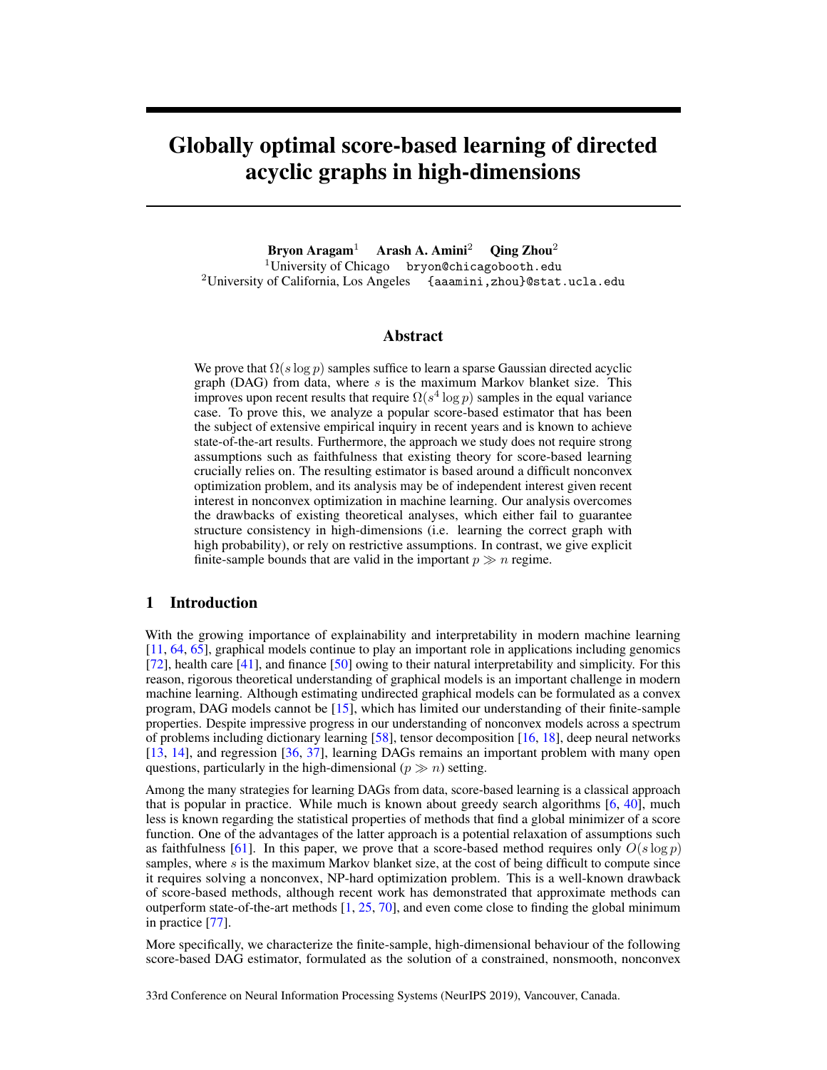# Globally optimal score-based learning of directed acyclic graphs in high-dimensions

**Bryon Aragam**[1] **Arash A. Amini**[2] **Qing Zhou**[2]

[1]University of Chicago bryon@chicagobooth.edu

[2]University of California, Los Angeles {aaamini,zhou}@stat.ucla.edu

## Abstract

We prove that $\Omega(s \log p)$ samples suffice to learn a sparse Gaussian directed acyclic graph (DAG) from data, where $s$ is the maximum Markov blanket size. This improves upon recent results that require $\Omega(s^4 \log p)$ samples in the equal variance case. To prove this, we analyze a popular score-based estimator that has been the subject of extensive empirical inquiry in recent years and is known to achieve state-of-the-art results. Furthermore, the approach we study does not require strong assumptions such as faithfulness that existing theory for score-based learning crucially relies on. The resulting estimator is based around a difficult nonconvex optimization problem, and its analysis may be of independent interest given recent interest in nonconvex optimization in machine learning. Our analysis overcomes the drawbacks of existing theoretical analyses, which either fail to guarantee structure consistency in high-dimensions (i.e. learning the correct graph with high probability), or rely on restrictive assumptions. In contrast, we give explicit finite-sample bounds that are valid in the important $p \gg n$ regime.

## 1 Introduction

With the growing importance of explainability and interpretability in modern machine learning [11, 64, 65], graphical models continue to play an important role in applications including genomics [72], health care [41], and finance [50] owing to their natural interpretability and simplicity. For this reason, rigorous theoretical understanding of graphical models is an important challenge in modern machine learning. Although estimating undirected graphical models can be formulated as a convex program, DAG models cannot be [15], which has limited our understanding of their finite-sample properties. Despite impressive progress in our understanding of nonconvex models across a spectrum of problems including dictionary learning [58], tensor decomposition [16, 18], deep neural networks [13, 14], and regression [36, 37], learning DAGs remains an important problem with many open questions, particularly in the high-dimensional ($p \gg n$) setting.

Among the many strategies for learning DAGs from data, score-based learning is a classical approach that is popular in practice. While much is known about greedy search algorithms [6, 40], much less is known regarding the statistical properties of methods that find a global minimizer of a score function. One of the advantages of the latter approach is a potential relaxation of assumptions such as faithfulness [61]. In this paper, we prove that a score-based method requires only $O(s \log p)$ samples, where $s$ is the maximum Markov blanket size, at the cost of being difficult to compute since it requires solving a nonconvex, NP-hard optimization problem. This is a well-known drawback of score-based methods, although recent work has demonstrated that approximate methods can outperform state-of-the-art methods [1, 25, 70], and even come close to finding the global minimum in practice [77].

More specifically, we characterize the finite-sample, high-dimensional behaviour of the following score-based DAG estimator, formulated as the solution of a constrained, nonsmooth, nonconvex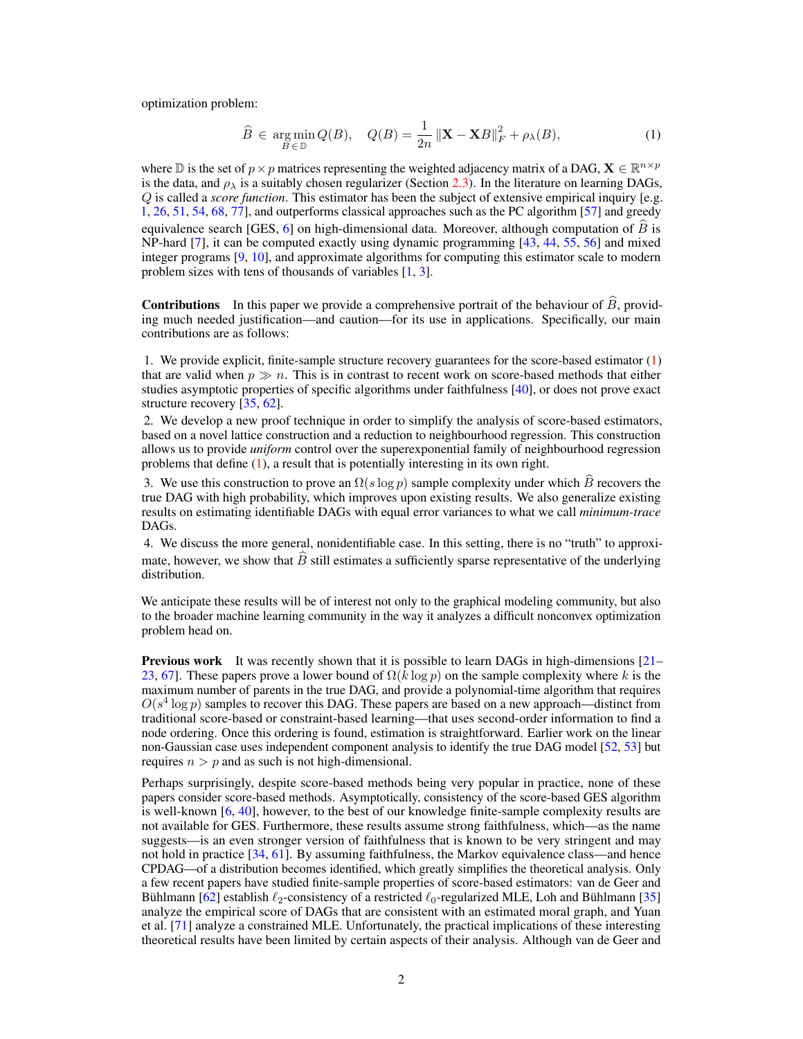optimization problem:

$$\widehat{B} \in \underset{B \in \mathbb{D}}{\arg\min}\, Q(B), \quad Q(B) = \frac{1}{2n}\left\|\mathbf{X} - \mathbf{X}B\right\|_F^2 + \rho_\lambda(B), \tag{1}$$

where $\mathbb{D}$ is the set of $p \times p$ matrices representing the weighted adjacency matrix of a DAG, $\mathbf{X} \in \mathbb{R}^{n \times p}$ is the data, and $\rho_\lambda$ is a suitably chosen regularizer (Section 2.3). In the literature on learning DAGs, $Q$ is called a *score function*. This estimator has been the subject of extensive empirical inquiry [e.g. 1, 26, 51, 54, 68, 77], and outperforms classical approaches such as the PC algorithm [57] and greedy equivalence search [GES, 6] on high-dimensional data. Moreover, although computation of $\widehat{B}$ is NP-hard [7], it can be computed exactly using dynamic programming [43, 44, 55, 56] and mixed integer programs [9, 10], and approximate algorithms for computing this estimator scale to modern problem sizes with tens of thousands of variables [1, 3].

**Contributions** In this paper we provide a comprehensive portrait of the behaviour of $\widehat{B}$, providing much needed justification—and caution—for its use in applications. Specifically, our main contributions are as follows:

1. We provide explicit, finite-sample structure recovery guarantees for the score-based estimator (1) that are valid when $p \gg n$. This is in contrast to recent work on score-based methods that either studies asymptotic properties of specific algorithms under faithfulness [40], or does not prove exact structure recovery [35, 62].
2. We develop a new proof technique in order to simplify the analysis of score-based estimators, based on a novel lattice construction and a reduction to neighbourhood regression. This construction allows us to provide *uniform* control over the superexponential family of neighbourhood regression problems that define (1), a result that is potentially interesting in its own right.
3. We use this construction to prove an $\Omega(s \log p)$ sample complexity under which $\widehat{B}$ recovers the true DAG with high probability, which improves upon existing results. We also generalize existing results on estimating identifiable DAGs with equal error variances to what we call *minimum-trace* DAGs.
4. We discuss the more general, nonidentifiable case. In this setting, there is no "truth" to approximate, however, we show that $\widehat{B}$ still estimates a sufficiently sparse representative of the underlying distribution.

We anticipate these results will be of interest not only to the graphical modeling community, but also to the broader machine learning community in the way it analyzes a difficult nonconvex optimization problem head on.

**Previous work** It was recently shown that it is possible to learn DAGs in high-dimensions [21–23, 67]. These papers prove a lower bound of $\Omega(k \log p)$ on the sample complexity where $k$ is the maximum number of parents in the true DAG, and provide a polynomial-time algorithm that requires $O(s^4 \log p)$ samples to recover this DAG. These papers are based on a new approach—distinct from traditional score-based or constraint-based learning—that uses second-order information to find a node ordering. Once this ordering is found, estimation is straightforward. Earlier work on the linear non-Gaussian case uses independent component analysis to identify the true DAG model [52, 53] but requires $n > p$ and as such is not high-dimensional.

Perhaps surprisingly, despite score-based methods being very popular in practice, none of these papers consider score-based methods. Asymptotically, consistency of the score-based GES algorithm is well-known [6, 40], however, to the best of our knowledge finite-sample complexity results are not available for GES. Furthermore, these results assume strong faithfulness, which—as the name suggests—is an even stronger version of faithfulness that is known to be very stringent and may not hold in practice [34, 61]. By assuming faithfulness, the Markov equivalence class—and hence CPDAG—of a distribution becomes identified, which greatly simplifies the theoretical analysis. Only a few recent papers have studied finite-sample properties of score-based estimators: van de Geer and Bühlmann [62] establish $\ell_2$-consistency of a restricted $\ell_0$-regularized MLE, Loh and Bühlmann [35] analyze the empirical score of DAGs that are consistent with an estimated moral graph, and Yuan et al. [71] analyze a constrained MLE. Unfortunately, the practical implications of these interesting theoretical results have been limited by certain aspects of their analysis. Although van de Geer and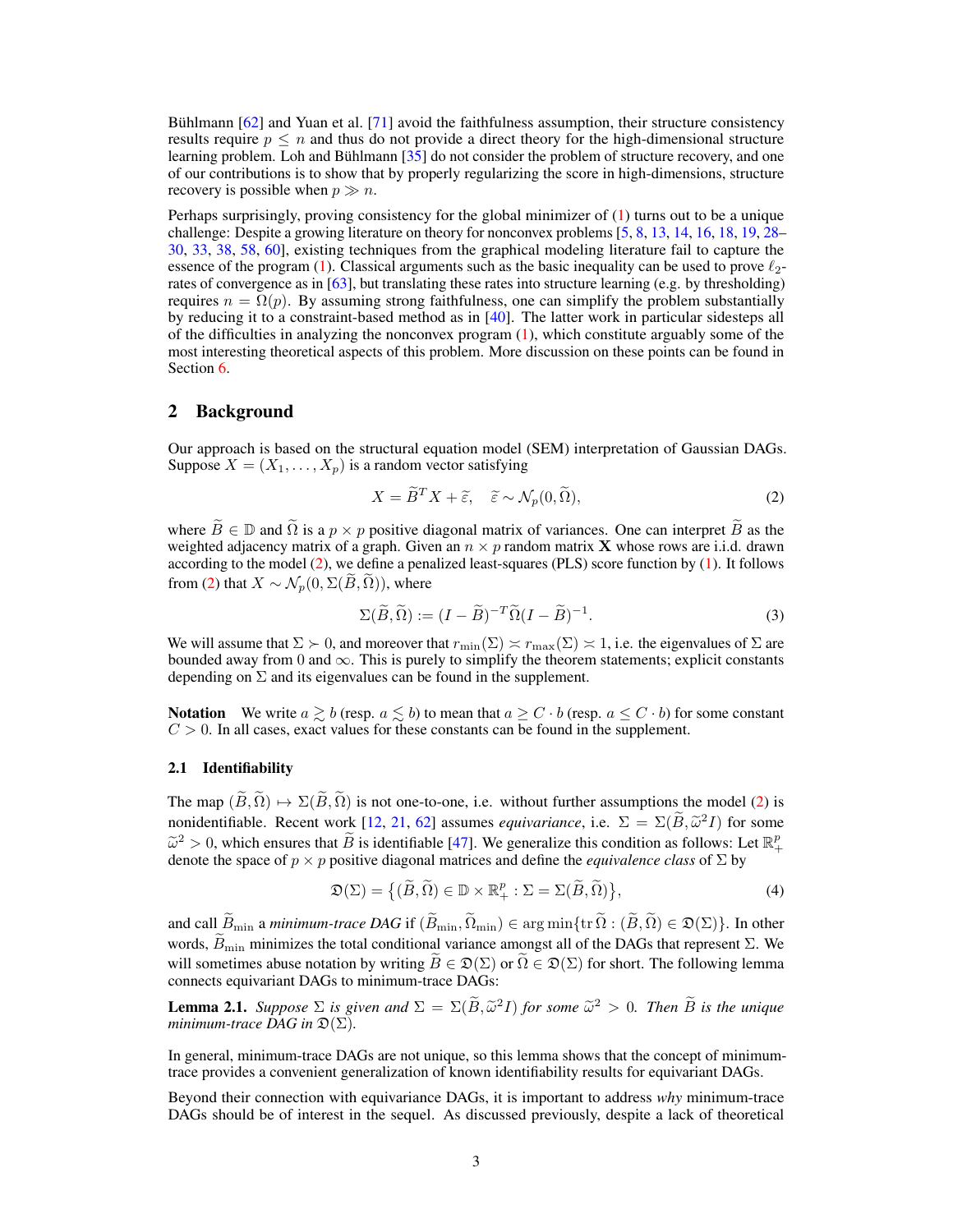Bühlmann [62] and Yuan et al. [71] avoid the faithfulness assumption, their structure consistency results require $p \leq n$ and thus do not provide a direct theory for the high-dimensional structure learning problem. Loh and Bühlmann [35] do not consider the problem of structure recovery, and one of our contributions is to show that by properly regularizing the score in high-dimensions, structure recovery is possible when $p \gg n$.

Perhaps surprisingly, proving consistency for the global minimizer of (1) turns out to be a unique challenge: Despite a growing literature on theory for nonconvex problems [5, 8, 13, 14, 16, 18, 19, 28–30, 33, 38, 58, 60], existing techniques from the graphical modeling literature fail to capture the essence of the program (1). Classical arguments such as the basic inequality can be used to prove $\ell_2$-rates of convergence as in [63], but translating these rates into structure learning (e.g. by thresholding) requires $n = \Omega(p)$. By assuming strong faithfulness, one can simplify the problem substantially by reducing it to a constraint-based method as in [40]. The latter work in particular sidesteps all of the difficulties in analyzing the nonconvex program (1), which constitute arguably some of the most interesting theoretical aspects of this problem. More discussion on these points can be found in Section 6.

## 2 Background

Our approach is based on the structural equation model (SEM) interpretation of Gaussian DAGs. Suppose $X = (X_1, \ldots, X_p)$ is a random vector satisfying

$$X = \widetilde{B}^T X + \widetilde{\varepsilon}, \quad \widetilde{\varepsilon} \sim \mathcal{N}_p(0, \widetilde{\Omega}), \tag{2}$$

where $\widetilde{B} \in \mathbb{D}$ and $\widetilde{\Omega}$ is a $p \times p$ positive diagonal matrix of variances. One can interpret $\widetilde{B}$ as the weighted adjacency matrix of a graph. Given an $n \times p$ random matrix $\mathbf{X}$ whose rows are i.i.d. drawn according to the model (2), we define a penalized least-squares (PLS) score function by (1). It follows from (2) that $X \sim \mathcal{N}_p(0, \Sigma(\widetilde{B}, \widetilde{\Omega}))$, where

$$\Sigma(\widetilde{B}, \widetilde{\Omega}) := (I - \widetilde{B})^{-T} \widetilde{\Omega} (I - \widetilde{B})^{-1}. \tag{3}$$

We will assume that $\Sigma \succ 0$, and moreover that $r_{\min}(\Sigma) \asymp r_{\max}(\Sigma) \asymp 1$, i.e. the eigenvalues of $\Sigma$ are bounded away from 0 and $\infty$. This is purely to simplify the theorem statements; explicit constants depending on $\Sigma$ and its eigenvalues can be found in the supplement.

**Notation** We write $a \gtrsim b$ (resp. $a \lesssim b$) to mean that $a \geq C \cdot b$ (resp. $a \leq C \cdot b$) for some constant $C > 0$. In all cases, exact values for these constants can be found in the supplement.

### 2.1 Identifiability

The map $(\widetilde{B}, \widetilde{\Omega}) \mapsto \Sigma(\widetilde{B}, \widetilde{\Omega})$ is not one-to-one, i.e. without further assumptions the model (2) is nonidentifiable. Recent work [12, 21, 62] assumes *equivariance*, i.e. $\Sigma = \Sigma(\widetilde{B}, \widetilde{\omega}^2 I)$ for some $\widetilde{\omega}^2 > 0$, which ensures that $\widetilde{B}$ is identifiable [47]. We generalize this condition as follows: Let $\mathbb{R}^p_+$ denote the space of $p \times p$ positive diagonal matrices and define the *equivalence class* of $\Sigma$ by

$$\mathfrak{D}(\Sigma) = \big\{(\widetilde{B}, \widetilde{\Omega}) \in \mathbb{D} \times \mathbb{R}^p_+ : \Sigma = \Sigma(\widetilde{B}, \widetilde{\Omega})\big\}, \tag{4}$$

and call $\widetilde{B}_{\min}$ a *minimum-trace DAG* if $(\widetilde{B}_{\min}, \widetilde{\Omega}_{\min}) \in \arg\min\{\operatorname{tr} \widetilde{\Omega} : (\widetilde{B}, \widetilde{\Omega}) \in \mathfrak{D}(\Sigma)\}$. In other words, $\widetilde{B}_{\min}$ minimizes the total conditional variance amongst all of the DAGs that represent $\Sigma$. We will sometimes abuse notation by writing $\widetilde{B} \in \mathfrak{D}(\Sigma)$ or $\widetilde{\Omega} \in \mathfrak{D}(\Sigma)$ for short. The following lemma connects equivariant DAGs to minimum-trace DAGs:

**Lemma 2.1.** *Suppose $\Sigma$ is given and $\Sigma = \Sigma(\widetilde{B}, \widetilde{\omega}^2 I)$ for some $\widetilde{\omega}^2 > 0$. Then $\widetilde{B}$ is the unique minimum-trace DAG in $\mathfrak{D}(\Sigma)$.*

In general, minimum-trace DAGs are not unique, so this lemma shows that the concept of minimum-trace provides a convenient generalization of known identifiability results for equivariant DAGs.

Beyond their connection with equivariance DAGs, it is important to address *why* minimum-trace DAGs should be of interest in the sequel. As discussed previously, despite a lack of theoretical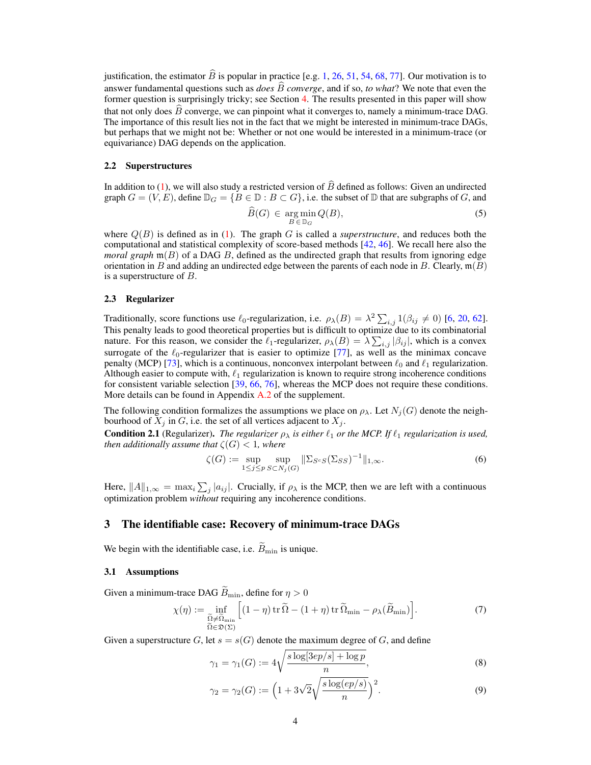justification, the estimator $\widehat{B}$ is popular in practice [e.g. 1, 26, 51, 54, 68, 77]. Our motivation is to answer fundamental questions such as *does* $\widehat{B}$ *converge*, and if so, *to what*? We note that even the former question is surprisingly tricky; see Section 4. The results presented in this paper will show that not only does $\widehat{B}$ converge, we can pinpoint what it converges to, namely a minimum-trace DAG. The importance of this result lies not in the fact that we might be interested in minimum-trace DAGs, but perhaps that we might not be: Whether or not one would be interested in a minimum-trace (or equivariance) DAG depends on the application.

### 2.2 Superstructures

In addition to (1), we will also study a restricted version of $\widehat{B}$ defined as follows: Given an undirected graph $G = (V, E)$, define $\mathbb{D}_G = \{B \in \mathbb{D} : B \subset G\}$, i.e. the subset of $\mathbb{D}$ that are subgraphs of $G$, and

$$\widehat{B}(G) \in \underset{B \in \mathbb{D}_G}{\arg\min}\, Q(B), \tag{5}$$

where $Q(B)$ is defined as in (1). The graph $G$ is called a *superstructure*, and reduces both the computational and statistical complexity of score-based methods [42, 46]. We recall here also the *moral graph* $\mathfrak{m}(B)$ of a DAG $B$, defined as the undirected graph that results from ignoring edge orientation in $B$ and adding an undirected edge between the parents of each node in $B$. Clearly, $\mathfrak{m}(B)$ is a superstructure of $B$.

### 2.3 Regularizer

Traditionally, score functions use $\ell_0$-regularization, i.e. $\rho_\lambda(B) = \lambda^2 \sum_{i,j} 1(\beta_{ij} \neq 0)$ [6, 20, 62]. This penalty leads to good theoretical properties but is difficult to optimize due to its combinatorial nature. For this reason, we consider the $\ell_1$-regularizer, $\rho_\lambda(B) = \lambda \sum_{i,j} |\beta_{ij}|$, which is a convex surrogate of the $\ell_0$-regularizer that is easier to optimize [77], as well as the minimax concave penalty (MCP) [73], which is a continuous, nonconvex interpolant between $\ell_0$ and $\ell_1$ regularization. Although easier to compute with, $\ell_1$ regularization is known to require strong incoherence conditions for consistent variable selection [39, 66, 76], whereas the MCP does not require these conditions. More details can be found in Appendix A.2 of the supplement.

The following condition formalizes the assumptions we place on $\rho_\lambda$. Let $N_j(G)$ denote the neighbourhood of $X_j$ in $G$, i.e. the set of all vertices adjacent to $X_j$.

**Condition 2.1** (Regularizer)**.** *The regularizer $\rho_\lambda$ is either $\ell_1$ or the MCP. If $\ell_1$ regularization is used, then additionally assume that $\zeta(G) < 1$, where*

$$\zeta(G) := \sup_{1 \le j \le p} \sup_{S \subset N_j(G)} \|\Sigma_{S^c S}(\Sigma_{SS})^{-1}\|_{1,\infty}. \tag{6}$$

Here, $\|A\|_{1,\infty} = \max_i \sum_j |a_{ij}|$. Crucially, if $\rho_\lambda$ is the MCP, then we are left with a continuous optimization problem *without* requiring any incoherence conditions.

## 3 The identifiable case: Recovery of minimum-trace DAGs

We begin with the identifiable case, i.e. $\widetilde{B}_{\min}$ is unique.

### 3.1 Assumptions

Given a minimum-trace DAG $\widetilde{B}_{\min}$, define for $\eta > 0$

$$\chi(\eta) := \inf_{\substack{\widetilde{\Omega} \neq \widetilde{\Omega}_{\min} \\ \widetilde{\Omega} \in \mathfrak{D}(\Sigma)}} \Big[(1-\eta)\operatorname{tr}\widetilde{\Omega} - (1+\eta)\operatorname{tr}\widetilde{\Omega}_{\min} - \rho_\lambda(\widetilde{B}_{\min})\Big]. \tag{7}$$

Given a superstructure $G$, let $s = s(G)$ denote the maximum degree of $G$, and define

$$\gamma_1 = \gamma_1(G) := 4\sqrt{\frac{s\log[3ep/s] + \log p}{n}}, \tag{8}$$

$$\gamma_2 = \gamma_2(G) := \Big(1 + 3\sqrt{2}\sqrt{\frac{s\log(ep/s)}{n}}\Big)^2. \tag{9}$$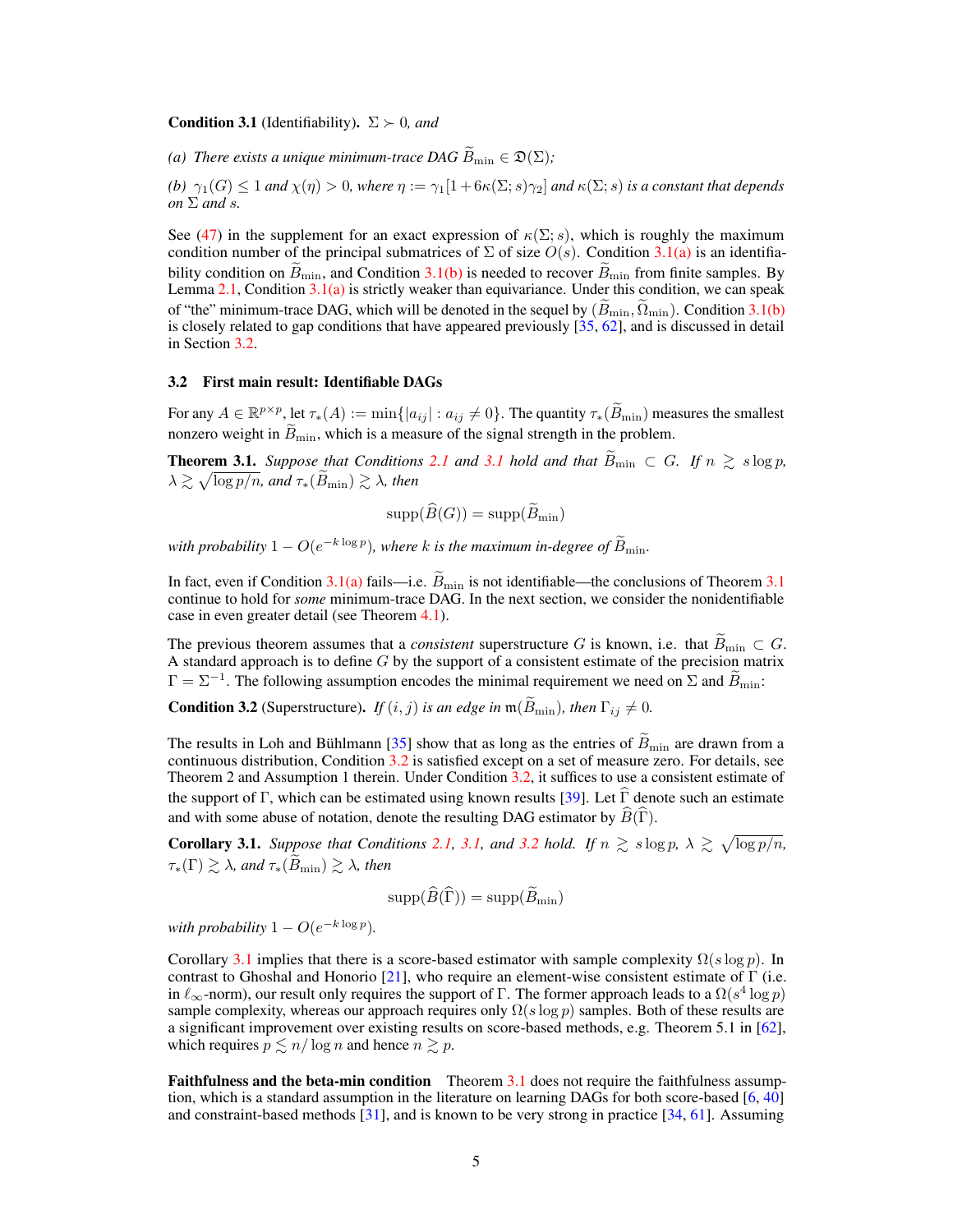**Condition 3.1** (Identifiability). *$\Sigma \succ 0$, and*

*(a) There exists a unique minimum-trace DAG $\widetilde{B}_{\min} \in \mathfrak{D}(\Sigma)$;*

*(b) $\gamma_1(G) \leq 1$ and $\chi(\eta) > 0$, where $\eta := \gamma_1[1 + 6\kappa(\Sigma; s)\gamma_2]$ and $\kappa(\Sigma; s)$ is a constant that depends on $\Sigma$ and $s$.*

See (47) in the supplement for an exact expression of $\kappa(\Sigma; s)$, which is roughly the maximum condition number of the principal submatrices of $\Sigma$ of size $O(s)$. Condition 3.1(a) is an identifiability condition on $\widetilde{B}_{\min}$, and Condition 3.1(b) is needed to recover $\widetilde{B}_{\min}$ from finite samples. By Lemma 2.1, Condition 3.1(a) is strictly weaker than equivariance. Under this condition, we can speak of "the" minimum-trace DAG, which will be denoted in the sequel by $(\widetilde{B}_{\min}, \widetilde{\Omega}_{\min})$. Condition 3.1(b) is closely related to gap conditions that have appeared previously [35, 62], and is discussed in detail in Section 3.2.

## 3.2 First main result: Identifiable DAGs

For any $A \in \mathbb{R}^{p\times p}$, let $\tau_*(A) := \min\{|a_{ij}| : a_{ij} \neq 0\}$. The quantity $\tau_*(\widetilde{B}_{\min})$ measures the smallest nonzero weight in $\widetilde{B}_{\min}$, which is a measure of the signal strength in the problem.

**Theorem 3.1.** *Suppose that Conditions 2.1 and 3.1 hold and that $\widetilde{B}_{\min} \subset G$. If $n \gtrsim s \log p$, $\lambda \gtrsim \sqrt{\log p/n}$, and $\tau_*(\widetilde{B}_{\min}) \gtrsim \lambda$, then*

$$\operatorname{supp}(\widehat{B}(G)) = \operatorname{supp}(\widetilde{B}_{\min})$$

*with probability $1 - O(e^{-k \log p})$, where $k$ is the maximum in-degree of $\widetilde{B}_{\min}$.*

In fact, even if Condition 3.1(a) fails—i.e. $\widetilde{B}_{\min}$ is not identifiable—the conclusions of Theorem 3.1 continue to hold for *some* minimum-trace DAG. In the next section, we consider the nonidentifiable case in even greater detail (see Theorem 4.1).

The previous theorem assumes that a *consistent* superstructure $G$ is known, i.e. that $\widetilde{B}_{\min} \subset G$. A standard approach is to define $G$ by the support of a consistent estimate of the precision matrix $\Gamma = \Sigma^{-1}$. The following assumption encodes the minimal requirement we need on $\Sigma$ and $\widetilde{B}_{\min}$:

**Condition 3.2** (Superstructure). *If $(i, j)$ is an edge in $\mathfrak{m}(\widetilde{B}_{\min})$, then $\Gamma_{ij} \neq 0$.*

The results in Loh and Bühlmann [35] show that as long as the entries of $\widetilde{B}_{\min}$ are drawn from a continuous distribution, Condition 3.2 is satisfied except on a set of measure zero. For details, see Theorem 2 and Assumption 1 therein. Under Condition 3.2, it suffices to use a consistent estimate of the support of $\Gamma$, which can be estimated using known results [39]. Let $\widehat{\Gamma}$ denote such an estimate and with some abuse of notation, denote the resulting DAG estimator by $\widehat{B}(\widehat{\Gamma})$.

**Corollary 3.1.** *Suppose that Conditions 2.1, 3.1, and 3.2 hold. If $n \gtrsim s \log p$, $\lambda \gtrsim \sqrt{\log p/n}$, $\tau_*(\Gamma) \gtrsim \lambda$, and $\tau_*(\widetilde{B}_{\min}) \gtrsim \lambda$, then*

$$\operatorname{supp}(\widehat{B}(\widehat{\Gamma})) = \operatorname{supp}(\widetilde{B}_{\min})$$

*with probability $1 - O(e^{-k \log p})$.*

Corollary 3.1 implies that there is a score-based estimator with sample complexity $\Omega(s \log p)$. In contrast to Ghoshal and Honorio [21], who require an element-wise consistent estimate of $\Gamma$ (i.e. in $\ell_\infty$-norm), our result only requires the support of $\Gamma$. The former approach leads to a $\Omega(s^4 \log p)$ sample complexity, whereas our approach requires only $\Omega(s \log p)$ samples. Both of these results are a significant improvement over existing results on score-based methods, e.g. Theorem 5.1 in [62], which requires $p \lesssim n/\log n$ and hence $n \gtrsim p$.

**Faithfulness and the beta-min condition** Theorem 3.1 does not require the faithfulness assumption, which is a standard assumption in the literature on learning DAGs for both score-based [6, 40] and constraint-based methods [31], and is known to be very strong in practice [34, 61]. Assuming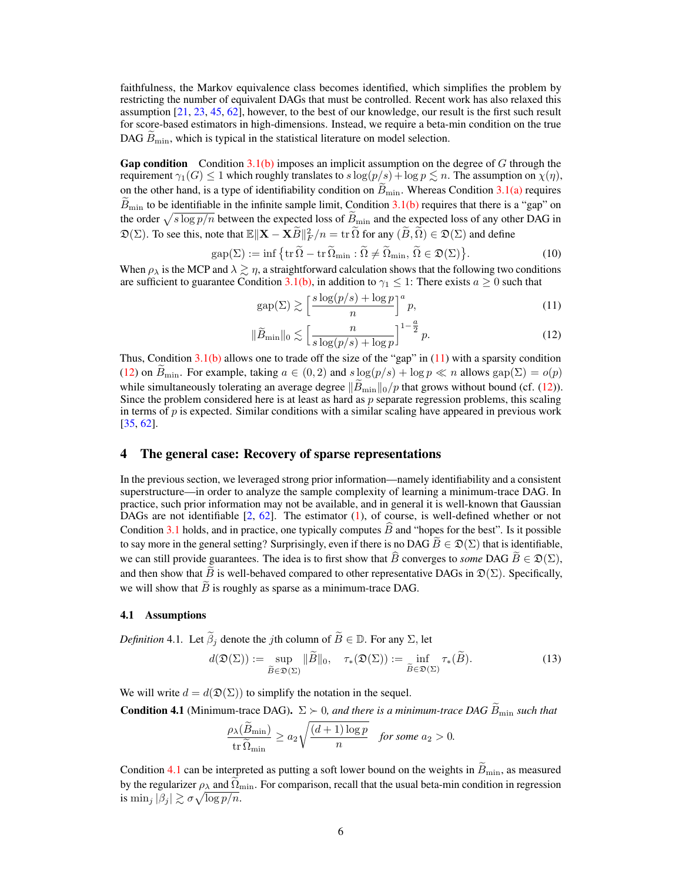faithfulness, the Markov equivalence class becomes identified, which simplifies the problem by restricting the number of equivalent DAGs that must be controlled. Recent work has also relaxed this assumption [21, 23, 45, 62], however, to the best of our knowledge, our result is the first such result for score-based estimators in high-dimensions. Instead, we require a beta-min condition on the true DAG $\widetilde{B}_{\min}$, which is typical in the statistical literature on model selection.

**Gap condition** Condition 3.1(b) imposes an implicit assumption on the degree of $G$ through the requirement $\gamma_1(G) \le 1$ which roughly translates to $s\log(p/s) + \log p \lesssim n$. The assumption on $\chi(\eta)$, on the other hand, is a type of identifiability condition on $\widetilde{B}_{\min}$. Whereas Condition 3.1(a) requires $\widetilde{B}_{\min}$ to be identifiable in the infinite sample limit, Condition 3.1(b) requires that there is a "gap" on the order $\sqrt{s\log p/n}$ between the expected loss of $\widetilde{B}_{\min}$ and the expected loss of any other DAG in $\mathfrak{D}(\Sigma)$. To see this, note that $\mathbb{E}\|\mathbf{X} - \mathbf{X}\widetilde{B}\|_F^2/n = \operatorname{tr}\widetilde{\Omega}$ for any $(\widetilde{B}, \widetilde{\Omega}) \in \mathfrak{D}(\Sigma)$ and define

$$\operatorname{gap}(\Sigma) := \inf\left\{\operatorname{tr}\widetilde{\Omega} - \operatorname{tr}\widetilde{\Omega}_{\min} : \widetilde{\Omega} \ne \widetilde{\Omega}_{\min},\, \widetilde{\Omega} \in \mathfrak{D}(\Sigma)\right\}. \tag{10}$$

When $\rho_\lambda$ is the MCP and $\lambda \gtrsim \eta$, a straightforward calculation shows that the following two conditions are sufficient to guarantee Condition 3.1(b), in addition to $\gamma_1 \le 1$: There exists $a \ge 0$ such that

$$\operatorname{gap}(\Sigma) \gtrsim \left[\frac{s\log(p/s) + \log p}{n}\right]^a p, \tag{11}$$

$$\|\widetilde{B}_{\min}\|_0 \lesssim \left[\frac{n}{s\log(p/s) + \log p}\right]^{1-\frac{a}{2}} p. \tag{12}$$

Thus, Condition 3.1(b) allows one to trade off the size of the "gap" in (11) with a sparsity condition (12) on $\widetilde{B}_{\min}$. For example, taking $a \in (0, 2)$ and $s\log(p/s) + \log p \ll n$ allows $\operatorname{gap}(\Sigma) = o(p)$ while simultaneously tolerating an average degree $\|\widetilde{B}_{\min}\|_0/p$ that grows without bound (cf. (12)). Since the problem considered here is at least as hard as $p$ separate regression problems, this scaling in terms of $p$ is expected. Similar conditions with a similar scaling have appeared in previous work [35, 62].

## 4 The general case: Recovery of sparse representations

In the previous section, we leveraged strong prior information—namely identifiability and a consistent superstructure—in order to analyze the sample complexity of learning a minimum-trace DAG. In practice, such prior information may not be available, and in general it is well-known that Gaussian DAGs are not identifiable [2, 62]. The estimator (1), of course, is well-defined whether or not Condition 3.1 holds, and in practice, one typically computes $\widehat{B}$ and "hopes for the best". Is it possible to say more in the general setting? Surprisingly, even if there is no DAG $\widetilde{B} \in \mathfrak{D}(\Sigma)$ that is identifiable, we can still provide guarantees. The idea is to first show that $\widehat{B}$ converges to *some* DAG $\widetilde{B} \in \mathfrak{D}(\Sigma)$, and then show that $\widetilde{B}$ is well-behaved compared to other representative DAGs in $\mathfrak{D}(\Sigma)$. Specifically, we will show that $\widetilde{B}$ is roughly as sparse as a minimum-trace DAG.

### 4.1 Assumptions

*Definition* 4.1. Let $\widetilde{\beta}_j$ denote the $j$th column of $\widetilde{B} \in \mathbb{D}$. For any $\Sigma$, let

$$d(\mathfrak{D}(\Sigma)) := \sup_{\widetilde{B} \in \mathfrak{D}(\Sigma)} \|\widetilde{B}\|_0, \quad \tau_*(\mathfrak{D}(\Sigma)) := \inf_{\widetilde{B} \in \mathfrak{D}(\Sigma)} \tau_*(\widetilde{B}). \tag{13}$$

We will write $d = d(\mathfrak{D}(\Sigma))$ to simplify the notation in the sequel.

**Condition 4.1** (Minimum-trace DAG). *$\Sigma \succ 0$, and there is a minimum-trace DAG $\widetilde{B}_{\min}$ such that*

$$\frac{\rho_\lambda(\widetilde{B}_{\min})}{\operatorname{tr}\widetilde{\Omega}_{\min}} \ge a_2\sqrt{\frac{(d+1)\log p}{n}} \quad \text{for some } a_2 > 0.$$

Condition 4.1 can be interpreted as putting a soft lower bound on the weights in $\widetilde{B}_{\min}$, as measured by the regularizer $\rho_\lambda$ and $\widetilde{\Omega}_{\min}$. For comparison, recall that the usual beta-min condition in regression is $\min_j |\beta_j| \gtrsim \sigma\sqrt{\log p/n}$.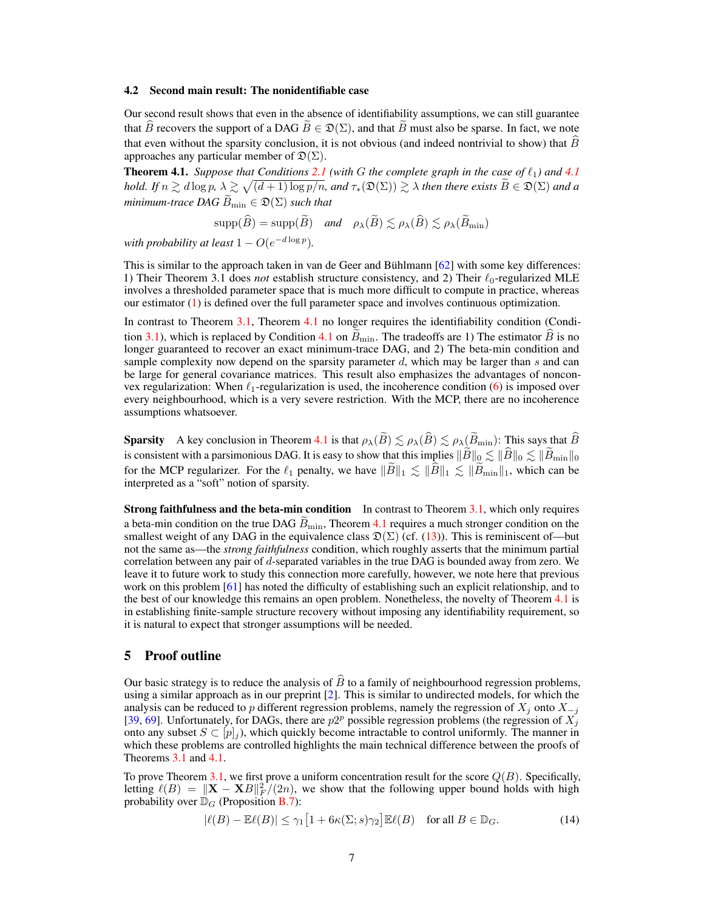### 4.2 Second main result: The nonidentifiable case

Our second result shows that even in the absence of identifiability assumptions, we can still guarantee that $\widehat{B}$ recovers the support of a DAG $\widetilde{B} \in \mathfrak{D}(\Sigma)$, and that $\widetilde{B}$ must also be sparse. In fact, we note that even without the sparsity conclusion, it is not obvious (and indeed nontrivial to show) that $\widehat{B}$ approaches any particular member of $\mathfrak{D}(\Sigma)$.

**Theorem 4.1.** *Suppose that Conditions 2.1 (with $G$ the complete graph in the case of $\ell_1$) and 4.1 hold. If $n \gtrsim d \log p$, $\lambda \gtrsim \sqrt{(d+1)\log p/n}$, and $\tau_*(\mathfrak{D}(\Sigma)) \gtrsim \lambda$ then there exists $\widetilde{B} \in \mathfrak{D}(\Sigma)$ and a minimum-trace DAG $\widetilde{B}_{\min} \in \mathfrak{D}(\Sigma)$ such that*

$$\operatorname{supp}(\widehat{B}) = \operatorname{supp}(\widetilde{B}) \quad \text{and} \quad \rho_\lambda(\widetilde{B}) \lesssim \rho_\lambda(\widehat{B}) \lesssim \rho_\lambda(\widetilde{B}_{\min})$$

*with probability at least $1 - O(e^{-d\log p})$.*

This is similar to the approach taken in van de Geer and Bühlmann [62] with some key differences: 1) Their Theorem 3.1 does *not* establish structure consistency, and 2) Their $\ell_0$-regularized MLE involves a thresholded parameter space that is much more difficult to compute in practice, whereas our estimator (1) is defined over the full parameter space and involves continuous optimization.

In contrast to Theorem 3.1, Theorem 4.1 no longer requires the identifiability condition (Condition 3.1), which is replaced by Condition 4.1 on $\widetilde{B}_{\min}$. The tradeoffs are 1) The estimator $\widehat{B}$ is no longer guaranteed to recover an exact minimum-trace DAG, and 2) The beta-min condition and sample complexity now depend on the sparsity parameter $d$, which may be larger than $s$ and can be large for general covariance matrices. This result also emphasizes the advantages of nonconvex regularization: When $\ell_1$-regularization is used, the incoherence condition (6) is imposed over every neighbourhood, which is a very severe restriction. With the MCP, there are no incoherence assumptions whatsoever.

**Sparsity** A key conclusion in Theorem 4.1 is that $\rho_\lambda(\widetilde{B}) \lesssim \rho_\lambda(\widehat{B}) \lesssim \rho_\lambda(\widetilde{B}_{\min})$: This says that $\widehat{B}$ is consistent with a parsimonious DAG. It is easy to show that this implies $\|\widetilde{B}\|_0 \lesssim \|\widehat{B}\|_0 \lesssim \|\widetilde{B}_{\min}\|_0$ for the MCP regularizer. For the $\ell_1$ penalty, we have $\|\widetilde{B}\|_1 \lesssim \|\widehat{B}\|_1 \lesssim \|\widetilde{B}_{\min}\|_1$, which can be interpreted as a "soft" notion of sparsity.

**Strong faithfulness and the beta-min condition** In contrast to Theorem 3.1, which only requires a beta-min condition on the true DAG $\widetilde{B}_{\min}$, Theorem 4.1 requires a much stronger condition on the smallest weight of any DAG in the equivalence class $\mathfrak{D}(\Sigma)$ (cf. (13)). This is reminiscent of—but not the same as—the *strong faithfulness* condition, which roughly asserts that the minimum partial correlation between any pair of $d$-separated variables in the true DAG is bounded away from zero. We leave it to future work to study this connection more carefully, however, we note here that previous work on this problem [61] has noted the difficulty of establishing such an explicit relationship, and to the best of our knowledge this remains an open problem. Nonetheless, the novelty of Theorem 4.1 is in establishing finite-sample structure recovery without imposing any identifiability requirement, so it is natural to expect that stronger assumptions will be needed.

## 5 Proof outline

Our basic strategy is to reduce the analysis of $\widehat{B}$ to a family of neighbourhood regression problems, using a similar approach as in our preprint [2]. This is similar to undirected models, for which the analysis can be reduced to $p$ different regression problems, namely the regression of $X_j$ onto $X_{-j}$ [39, 69]. Unfortunately, for DAGs, there are $p2^p$ possible regression problems (the regression of $X_j$ onto any subset $S \subset [p]_j$), which quickly become intractable to control uniformly. The manner in which these problems are controlled highlights the main technical difference between the proofs of Theorems 3.1 and 4.1.

To prove Theorem 3.1, we first prove a uniform concentration result for the score $Q(B)$. Specifically, letting $\ell(B) = \|\mathbf{X} - \mathbf{X}B\|_F^2/(2n)$, we show that the following upper bound holds with high probability over $\mathbb{D}_G$ (Proposition B.7):

$$|\ell(B) - \mathbb{E}\ell(B)| \le \gamma_1\big[1 + 6\kappa(\Sigma; s)\gamma_2\big]\mathbb{E}\ell(B) \quad \text{for all } B \in \mathbb{D}_G. \tag{14}$$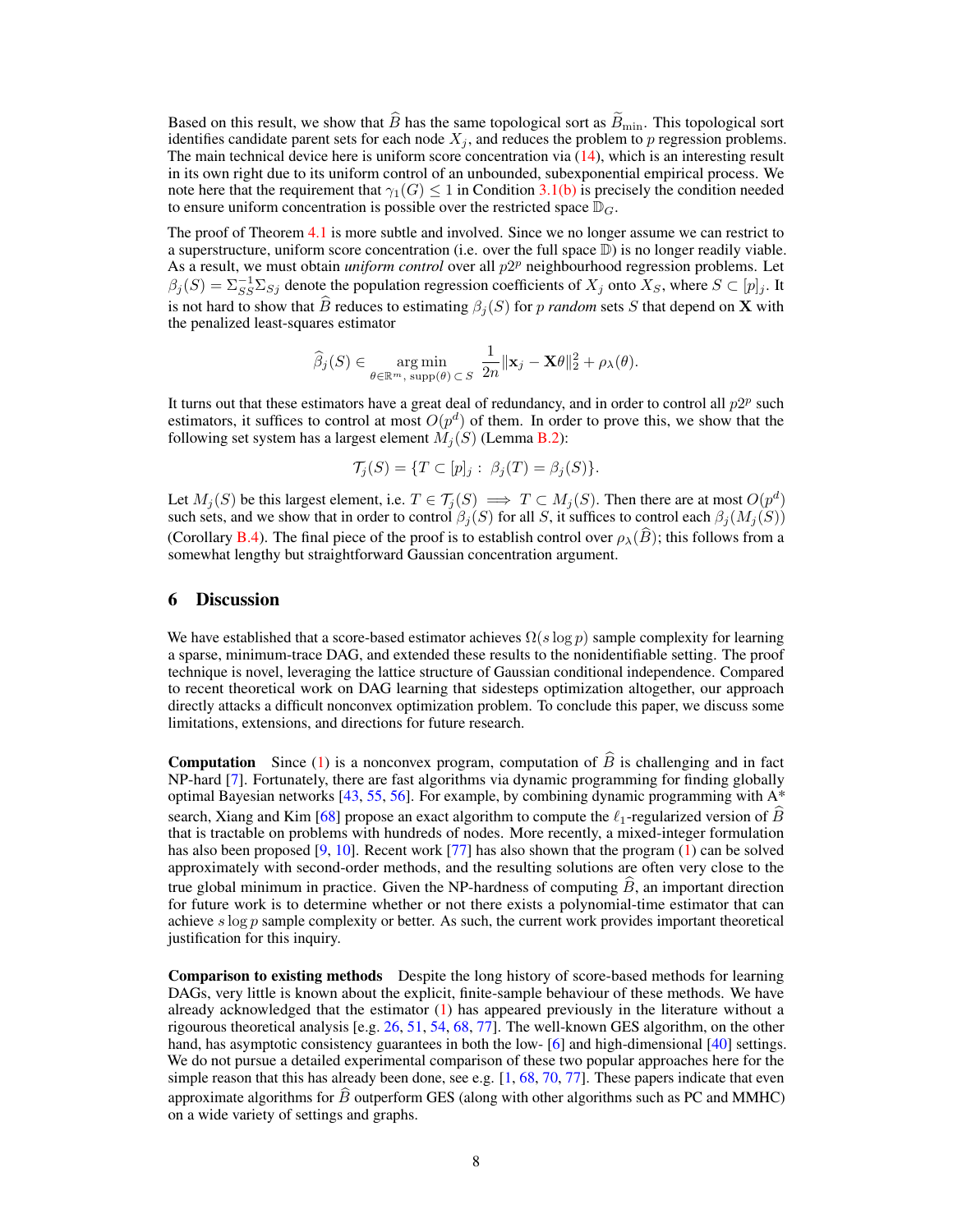Based on this result, we show that $\widehat{B}$ has the same topological sort as $\widetilde{B}_{\min}$. This topological sort identifies candidate parent sets for each node $X_j$, and reduces the problem to $p$ regression problems. The main technical device here is uniform score concentration via (14), which is an interesting result in its own right due to its uniform control of an unbounded, subexponential empirical process. We note here that the requirement that $\gamma_1(G) \leq 1$ in Condition 3.1(b) is precisely the condition needed to ensure uniform concentration is possible over the restricted space $\mathbb{D}_G$.

The proof of Theorem 4.1 is more subtle and involved. Since we no longer assume we can restrict to a superstructure, uniform score concentration (i.e. over the full space $\mathbb{D}$) is no longer readily viable. As a result, we must obtain *uniform control* over all $p2^p$ neighbourhood regression problems. Let $\beta_j(S) = \Sigma_{SS}^{-1}\Sigma_{Sj}$ denote the population regression coefficients of $X_j$ onto $X_S$, where $S \subset [p]_j$. It is not hard to show that $\widehat{B}$ reduces to estimating $\beta_j(S)$ for $p$ *random* sets $S$ that depend on $\mathbf{X}$ with the penalized least-squares estimator

$$\widehat{\beta}_j(S) \in \operatorname*{arg\,min}_{\theta \in \mathbb{R}^m,\, \operatorname{supp}(\theta) \subset S} \frac{1}{2n}\|\mathbf{x}_j - \mathbf{X}\theta\|_2^2 + \rho_\lambda(\theta).$$

It turns out that these estimators have a great deal of redundancy, and in order to control all $p2^p$ such estimators, it suffices to control at most $O(p^d)$ of them. In order to prove this, we show that the following set system has a largest element $M_j(S)$ (Lemma B.2):

$$\mathcal{T}_j(S) = \{T \subset [p]_j :\ \beta_j(T) = \beta_j(S)\}.$$

Let $M_j(S)$ be this largest element, i.e. $T \in \mathcal{T}_j(S) \implies T \subset M_j(S)$. Then there are at most $O(p^d)$ such sets, and we show that in order to control $\beta_j(S)$ for all $S$, it suffices to control each $\beta_j(M_j(S))$ (Corollary B.4). The final piece of the proof is to establish control over $\rho_\lambda(\widehat{B})$; this follows from a somewhat lengthy but straightforward Gaussian concentration argument.

## 6 Discussion

We have established that a score-based estimator achieves $\Omega(s \log p)$ sample complexity for learning a sparse, minimum-trace DAG, and extended these results to the nonidentifiable setting. The proof technique is novel, leveraging the lattice structure of Gaussian conditional independence. Compared to recent theoretical work on DAG learning that sidesteps optimization altogether, our approach directly attacks a difficult nonconvex optimization problem. To conclude this paper, we discuss some limitations, extensions, and directions for future research.

**Computation** Since (1) is a nonconvex program, computation of $\widehat{B}$ is challenging and in fact NP-hard [7]. Fortunately, there are fast algorithms via dynamic programming for finding globally optimal Bayesian networks [43, 55, 56]. For example, by combining dynamic programming with A* search, Xiang and Kim [68] propose an exact algorithm to compute the $\ell_1$-regularized version of $\widehat{B}$ that is tractable on problems with hundreds of nodes. More recently, a mixed-integer formulation has also been proposed [9, 10]. Recent work [77] has also shown that the program (1) can be solved approximately with second-order methods, and the resulting solutions are often very close to the true global minimum in practice. Given the NP-hardness of computing $\widehat{B}$, an important direction for future work is to determine whether or not there exists a polynomial-time estimator that can achieve $s \log p$ sample complexity or better. As such, the current work provides important theoretical justification for this inquiry.

**Comparison to existing methods** Despite the long history of score-based methods for learning DAGs, very little is known about the explicit, finite-sample behaviour of these methods. We have already acknowledged that the estimator (1) has appeared previously in the literature without a rigourous theoretical analysis [e.g. 26, 51, 54, 68, 77]. The well-known GES algorithm, on the other hand, has asymptotic consistency guarantees in both the low- [6] and high-dimensional [40] settings. We do not pursue a detailed experimental comparison of these two popular approaches here for the simple reason that this has already been done, see e.g. [1, 68, 70, 77]. These papers indicate that even approximate algorithms for $\widehat{B}$ outperform GES (along with other algorithms such as PC and MMHC) on a wide variety of settings and graphs.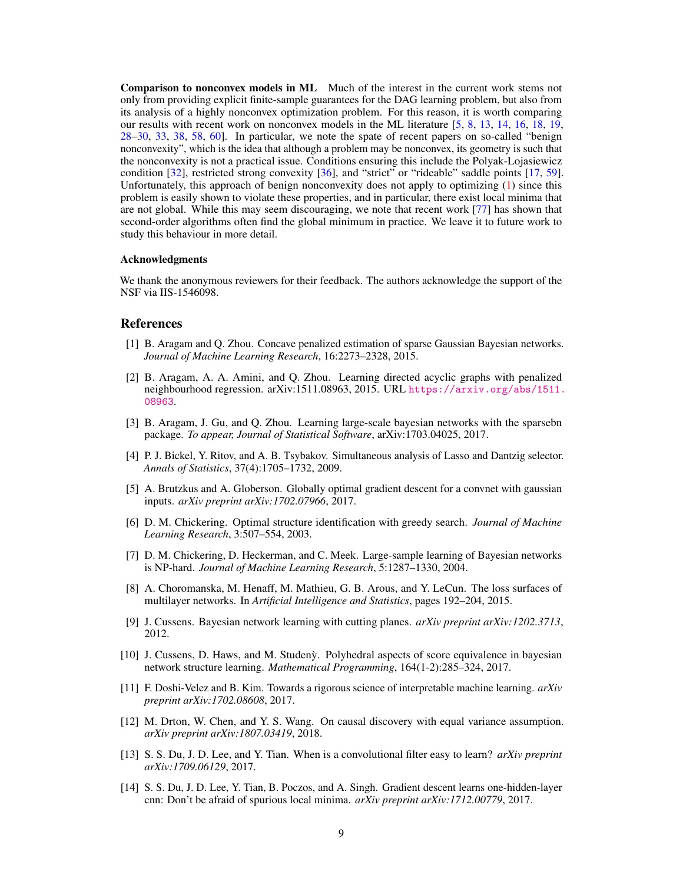**Comparison to nonconvex models in ML** Much of the interest in the current work stems not only from providing explicit finite-sample guarantees for the DAG learning problem, but also from its analysis of a highly nonconvex optimization problem. For this reason, it is worth comparing our results with recent work on nonconvex models in the ML literature [5, 8, 13, 14, 16, 18, 19, 28–30, 33, 38, 58, 60]. In particular, we note the spate of recent papers on so-called "benign nonconvexity", which is the idea that although a problem may be nonconvex, its geometry is such that the nonconvexity is not a practical issue. Conditions ensuring this include the Polyak-Lojasiewicz condition [32], restricted strong convexity [36], and "strict" or "rideable" saddle points [17, 59]. Unfortunately, this approach of benign nonconvexity does not apply to optimizing (1) since this problem is easily shown to violate these properties, and in particular, there exist local minima that are not global. While this may seem discouraging, we note that recent work [77] has shown that second-order algorithms often find the global minimum in practice. We leave it to future work to study this behaviour in more detail.

#### Acknowledgments

We thank the anonymous reviewers for their feedback. The authors acknowledge the support of the NSF via IIS-1546098.

## References

[1] B. Aragam and Q. Zhou. Concave penalized estimation of sparse Gaussian Bayesian networks. *Journal of Machine Learning Research*, 16:2273–2328, 2015.

[2] B. Aragam, A. A. Amini, and Q. Zhou. Learning directed acyclic graphs with penalized neighbourhood regression. arXiv:1511.08963, 2015. URL https://arxiv.org/abs/1511.08963.

[3] B. Aragam, J. Gu, and Q. Zhou. Learning large-scale bayesian networks with the sparsebn package. *To appear, Journal of Statistical Software*, arXiv:1703.04025, 2017.

[4] P. J. Bickel, Y. Ritov, and A. B. Tsybakov. Simultaneous analysis of Lasso and Dantzig selector. *Annals of Statistics*, 37(4):1705–1732, 2009.

[5] A. Brutzkus and A. Globerson. Globally optimal gradient descent for a convnet with gaussian inputs. *arXiv preprint arXiv:1702.07966*, 2017.

[6] D. M. Chickering. Optimal structure identification with greedy search. *Journal of Machine Learning Research*, 3:507–554, 2003.

[7] D. M. Chickering, D. Heckerman, and C. Meek. Large-sample learning of Bayesian networks is NP-hard. *Journal of Machine Learning Research*, 5:1287–1330, 2004.

[8] A. Choromanska, M. Henaff, M. Mathieu, G. B. Arous, and Y. LeCun. The loss surfaces of multilayer networks. In *Artificial Intelligence and Statistics*, pages 192–204, 2015.

[9] J. Cussens. Bayesian network learning with cutting planes. *arXiv preprint arXiv:1202.3713*, 2012.

[10] J. Cussens, D. Haws, and M. Studenỳ. Polyhedral aspects of score equivalence in bayesian network structure learning. *Mathematical Programming*, 164(1-2):285–324, 2017.

[11] F. Doshi-Velez and B. Kim. Towards a rigorous science of interpretable machine learning. *arXiv preprint arXiv:1702.08608*, 2017.

[12] M. Drton, W. Chen, and Y. S. Wang. On causal discovery with equal variance assumption. *arXiv preprint arXiv:1807.03419*, 2018.

[13] S. S. Du, J. D. Lee, and Y. Tian. When is a convolutional filter easy to learn? *arXiv preprint arXiv:1709.06129*, 2017.

[14] S. S. Du, J. D. Lee, Y. Tian, B. Poczos, and A. Singh. Gradient descent learns one-hidden-layer cnn: Don't be afraid of spurious local minima. *arXiv preprint arXiv:1712.00779*, 2017.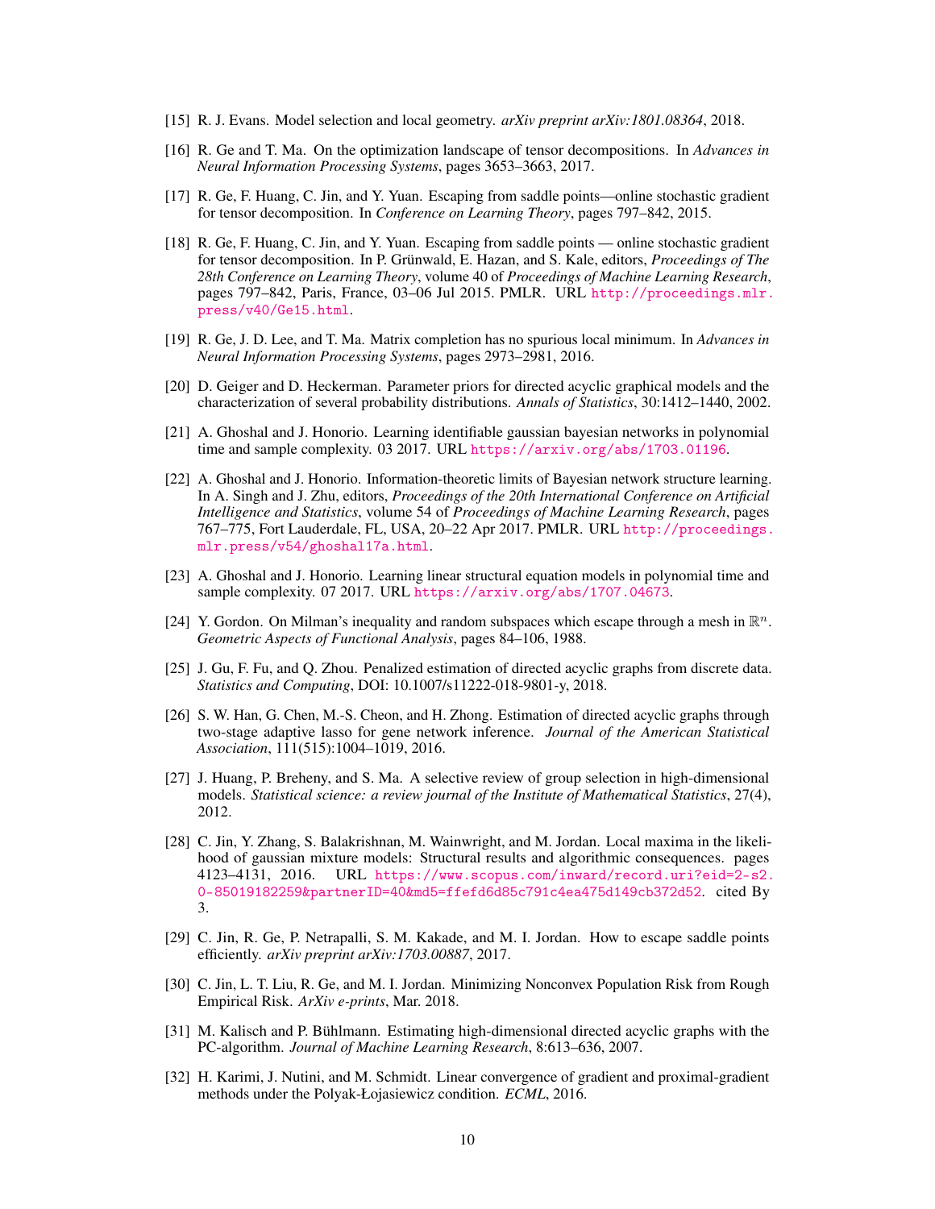[15] R. J. Evans. Model selection and local geometry. *arXiv preprint arXiv:1801.08364*, 2018.

[16] R. Ge and T. Ma. On the optimization landscape of tensor decompositions. In *Advances in Neural Information Processing Systems*, pages 3653–3663, 2017.

[17] R. Ge, F. Huang, C. Jin, and Y. Yuan. Escaping from saddle points—online stochastic gradient for tensor decomposition. In *Conference on Learning Theory*, pages 797–842, 2015.

[18] R. Ge, F. Huang, C. Jin, and Y. Yuan. Escaping from saddle points — online stochastic gradient for tensor decomposition. In P. Grünwald, E. Hazan, and S. Kale, editors, *Proceedings of The 28th Conference on Learning Theory*, volume 40 of *Proceedings of Machine Learning Research*, pages 797–842, Paris, France, 03–06 Jul 2015. PMLR. URL http://proceedings.mlr.press/v40/Ge15.html.

[19] R. Ge, J. D. Lee, and T. Ma. Matrix completion has no spurious local minimum. In *Advances in Neural Information Processing Systems*, pages 2973–2981, 2016.

[20] D. Geiger and D. Heckerman. Parameter priors for directed acyclic graphical models and the characterization of several probability distributions. *Annals of Statistics*, 30:1412–1440, 2002.

[21] A. Ghoshal and J. Honorio. Learning identifiable gaussian bayesian networks in polynomial time and sample complexity. 03 2017. URL https://arxiv.org/abs/1703.01196.

[22] A. Ghoshal and J. Honorio. Information-theoretic limits of Bayesian network structure learning. In A. Singh and J. Zhu, editors, *Proceedings of the 20th International Conference on Artificial Intelligence and Statistics*, volume 54 of *Proceedings of Machine Learning Research*, pages 767–775, Fort Lauderdale, FL, USA, 20–22 Apr 2017. PMLR. URL http://proceedings.mlr.press/v54/ghoshal17a.html.

[23] A. Ghoshal and J. Honorio. Learning linear structural equation models in polynomial time and sample complexity. 07 2017. URL https://arxiv.org/abs/1707.04673.

[24] Y. Gordon. On Milman's inequality and random subspaces which escape through a mesh in $\mathbb{R}^n$. *Geometric Aspects of Functional Analysis*, pages 84–106, 1988.

[25] J. Gu, F. Fu, and Q. Zhou. Penalized estimation of directed acyclic graphs from discrete data. *Statistics and Computing*, DOI: 10.1007/s11222-018-9801-y, 2018.

[26] S. W. Han, G. Chen, M.-S. Cheon, and H. Zhong. Estimation of directed acyclic graphs through two-stage adaptive lasso for gene network inference. *Journal of the American Statistical Association*, 111(515):1004–1019, 2016.

[27] J. Huang, P. Breheny, and S. Ma. A selective review of group selection in high-dimensional models. *Statistical science: a review journal of the Institute of Mathematical Statistics*, 27(4), 2012.

[28] C. Jin, Y. Zhang, S. Balakrishnan, M. Wainwright, and M. Jordan. Local maxima in the likelihood of gaussian mixture models: Structural results and algorithmic consequences. pages 4123–4131, 2016. URL https://www.scopus.com/inward/record.uri?eid=2-s2.0-85019182259&partnerID=40&md5=ffefd6d85c791c4ea475d149cb372d52. cited By 3.

[29] C. Jin, R. Ge, P. Netrapalli, S. M. Kakade, and M. I. Jordan. How to escape saddle points efficiently. *arXiv preprint arXiv:1703.00887*, 2017.

[30] C. Jin, L. T. Liu, R. Ge, and M. I. Jordan. Minimizing Nonconvex Population Risk from Rough Empirical Risk. *ArXiv e-prints*, Mar. 2018.

[31] M. Kalisch and P. Bühlmann. Estimating high-dimensional directed acyclic graphs with the PC-algorithm. *Journal of Machine Learning Research*, 8:613–636, 2007.

[32] H. Karimi, J. Nutini, and M. Schmidt. Linear convergence of gradient and proximal-gradient methods under the Polyak-Łojasiewicz condition. *ECML*, 2016.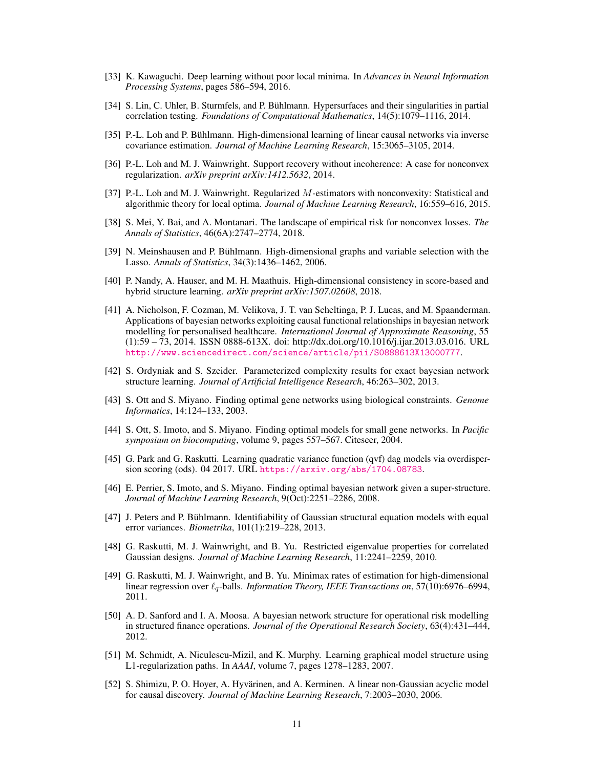[33] K. Kawaguchi. Deep learning without poor local minima. In *Advances in Neural Information Processing Systems*, pages 586–594, 2016.

[34] S. Lin, C. Uhler, B. Sturmfels, and P. Bühlmann. Hypersurfaces and their singularities in partial correlation testing. *Foundations of Computational Mathematics*, 14(5):1079–1116, 2014.

[35] P.-L. Loh and P. Bühlmann. High-dimensional learning of linear causal networks via inverse covariance estimation. *Journal of Machine Learning Research*, 15:3065–3105, 2014.

[36] P.-L. Loh and M. J. Wainwright. Support recovery without incoherence: A case for nonconvex regularization. *arXiv preprint arXiv:1412.5632*, 2014.

[37] P.-L. Loh and M. J. Wainwright. Regularized $M$-estimators with nonconvexity: Statistical and algorithmic theory for local optima. *Journal of Machine Learning Research*, 16:559–616, 2015.

[38] S. Mei, Y. Bai, and A. Montanari. The landscape of empirical risk for nonconvex losses. *The Annals of Statistics*, 46(6A):2747–2774, 2018.

[39] N. Meinshausen and P. Bühlmann. High-dimensional graphs and variable selection with the Lasso. *Annals of Statistics*, 34(3):1436–1462, 2006.

[40] P. Nandy, A. Hauser, and M. H. Maathuis. High-dimensional consistency in score-based and hybrid structure learning. *arXiv preprint arXiv:1507.02608*, 2018.

[41] A. Nicholson, F. Cozman, M. Velikova, J. T. van Scheltinga, P. J. Lucas, and M. Spaanderman. Applications of bayesian networks exploiting causal functional relationships in bayesian network modelling for personalised healthcare. *International Journal of Approximate Reasoning*, 55 (1):59 – 73, 2014. ISSN 0888-613X. doi: http://dx.doi.org/10.1016/j.ijar.2013.03.016. URL http://www.sciencedirect.com/science/article/pii/S0888613X13000777.

[42] S. Ordyniak and S. Szeider. Parameterized complexity results for exact bayesian network structure learning. *Journal of Artificial Intelligence Research*, 46:263–302, 2013.

[43] S. Ott and S. Miyano. Finding optimal gene networks using biological constraints. *Genome Informatics*, 14:124–133, 2003.

[44] S. Ott, S. Imoto, and S. Miyano. Finding optimal models for small gene networks. In *Pacific symposium on biocomputing*, volume 9, pages 557–567. Citeseer, 2004.

[45] G. Park and G. Raskutti. Learning quadratic variance function (qvf) dag models via overdispersion scoring (ods). 04 2017. URL https://arxiv.org/abs/1704.08783.

[46] E. Perrier, S. Imoto, and S. Miyano. Finding optimal bayesian network given a super-structure. *Journal of Machine Learning Research*, 9(Oct):2251–2286, 2008.

[47] J. Peters and P. Bühlmann. Identifiability of Gaussian structural equation models with equal error variances. *Biometrika*, 101(1):219–228, 2013.

[48] G. Raskutti, M. J. Wainwright, and B. Yu. Restricted eigenvalue properties for correlated Gaussian designs. *Journal of Machine Learning Research*, 11:2241–2259, 2010.

[49] G. Raskutti, M. J. Wainwright, and B. Yu. Minimax rates of estimation for high-dimensional linear regression over $\ell_q$-balls. *Information Theory, IEEE Transactions on*, 57(10):6976–6994, 2011.

[50] A. D. Sanford and I. A. Moosa. A bayesian network structure for operational risk modelling in structured finance operations. *Journal of the Operational Research Society*, 63(4):431–444, 2012.

[51] M. Schmidt, A. Niculescu-Mizil, and K. Murphy. Learning graphical model structure using L1-regularization paths. In *AAAI*, volume 7, pages 1278–1283, 2007.

[52] S. Shimizu, P. O. Hoyer, A. Hyvärinen, and A. Kerminen. A linear non-Gaussian acyclic model for causal discovery. *Journal of Machine Learning Research*, 7:2003–2030, 2006.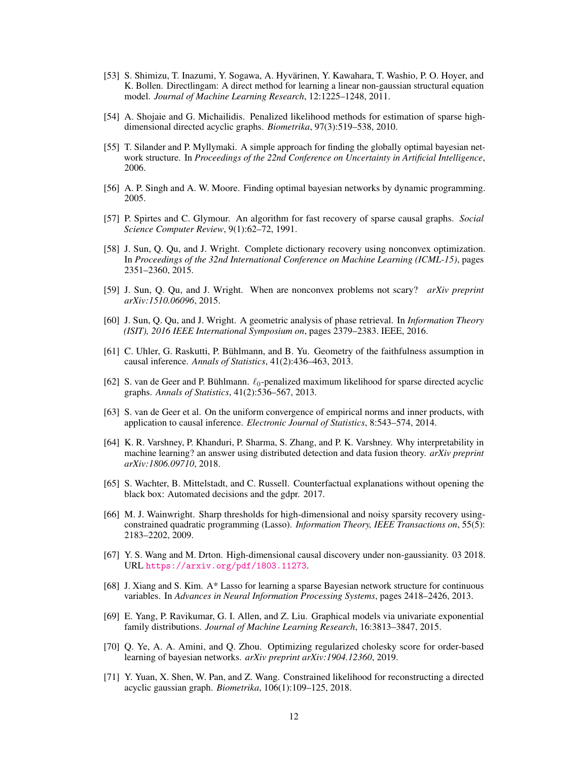[53] S. Shimizu, T. Inazumi, Y. Sogawa, A. Hyvärinen, Y. Kawahara, T. Washio, P. O. Hoyer, and K. Bollen. Directlingam: A direct method for learning a linear non-gaussian structural equation model. *Journal of Machine Learning Research*, 12:1225–1248, 2011.

[54] A. Shojaie and G. Michailidis. Penalized likelihood methods for estimation of sparse high-dimensional directed acyclic graphs. *Biometrika*, 97(3):519–538, 2010.

[55] T. Silander and P. Myllymaki. A simple approach for finding the globally optimal bayesian network structure. In *Proceedings of the 22nd Conference on Uncertainty in Artificial Intelligence*, 2006.

[56] A. P. Singh and A. W. Moore. Finding optimal bayesian networks by dynamic programming. 2005.

[57] P. Spirtes and C. Glymour. An algorithm for fast recovery of sparse causal graphs. *Social Science Computer Review*, 9(1):62–72, 1991.

[58] J. Sun, Q. Qu, and J. Wright. Complete dictionary recovery using nonconvex optimization. In *Proceedings of the 32nd International Conference on Machine Learning (ICML-15)*, pages 2351–2360, 2015.

[59] J. Sun, Q. Qu, and J. Wright. When are nonconvex problems not scary? *arXiv preprint arXiv:1510.06096*, 2015.

[60] J. Sun, Q. Qu, and J. Wright. A geometric analysis of phase retrieval. In *Information Theory (ISIT), 2016 IEEE International Symposium on*, pages 2379–2383. IEEE, 2016.

[61] C. Uhler, G. Raskutti, P. Bühlmann, and B. Yu. Geometry of the faithfulness assumption in causal inference. *Annals of Statistics*, 41(2):436–463, 2013.

[62] S. van de Geer and P. Bühlmann. $\ell_0$-penalized maximum likelihood for sparse directed acyclic graphs. *Annals of Statistics*, 41(2):536–567, 2013.

[63] S. van de Geer et al. On the uniform convergence of empirical norms and inner products, with application to causal inference. *Electronic Journal of Statistics*, 8:543–574, 2014.

[64] K. R. Varshney, P. Khanduri, P. Sharma, S. Zhang, and P. K. Varshney. Why interpretability in machine learning? an answer using distributed detection and data fusion theory. *arXiv preprint arXiv:1806.09710*, 2018.

[65] S. Wachter, B. Mittelstadt, and C. Russell. Counterfactual explanations without opening the black box: Automated decisions and the gdpr. 2017.

[66] M. J. Wainwright. Sharp thresholds for high-dimensional and noisy sparsity recovery using-constrained quadratic programming (Lasso). *Information Theory, IEEE Transactions on*, 55(5): 2183–2202, 2009.

[67] Y. S. Wang and M. Drton. High-dimensional causal discovery under non-gaussianity. 03 2018. URL https://arxiv.org/pdf/1803.11273.

[68] J. Xiang and S. Kim. A* Lasso for learning a sparse Bayesian network structure for continuous variables. In *Advances in Neural Information Processing Systems*, pages 2418–2426, 2013.

[69] E. Yang, P. Ravikumar, G. I. Allen, and Z. Liu. Graphical models via univariate exponential family distributions. *Journal of Machine Learning Research*, 16:3813–3847, 2015.

[70] Q. Ye, A. A. Amini, and Q. Zhou. Optimizing regularized cholesky score for order-based learning of bayesian networks. *arXiv preprint arXiv:1904.12360*, 2019.

[71] Y. Yuan, X. Shen, W. Pan, and Z. Wang. Constrained likelihood for reconstructing a directed acyclic gaussian graph. *Biometrika*, 106(1):109–125, 2018.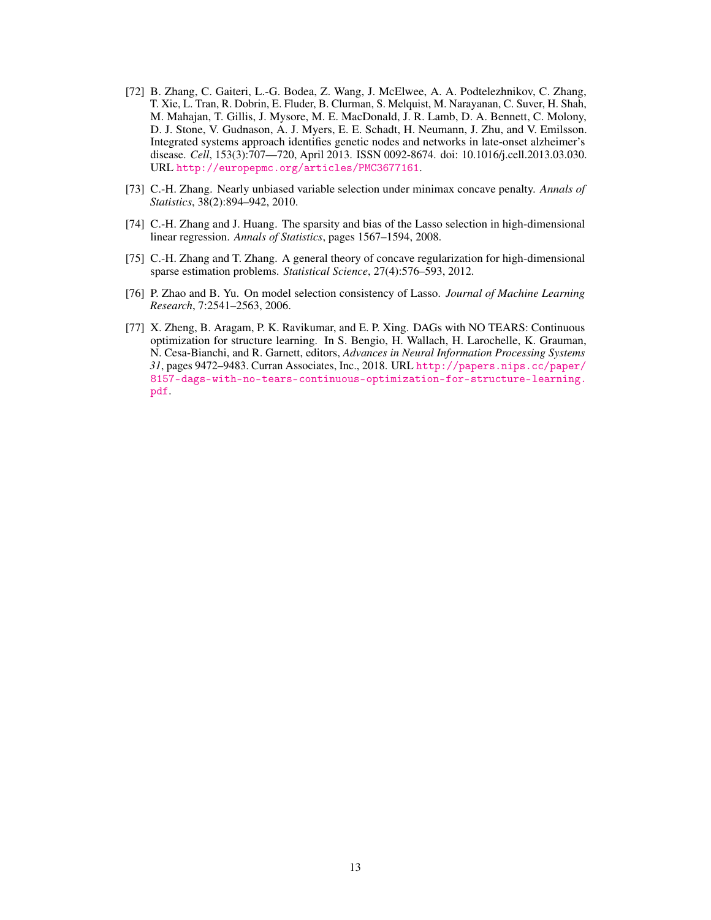[72] B. Zhang, C. Gaiteri, L.-G. Bodea, Z. Wang, J. McElwee, A. A. Podtelezhnikov, C. Zhang, T. Xie, L. Tran, R. Dobrin, E. Fluder, B. Clurman, S. Melquist, M. Narayanan, C. Suver, H. Shah, M. Mahajan, T. Gillis, J. Mysore, M. E. MacDonald, J. R. Lamb, D. A. Bennett, C. Molony, D. J. Stone, V. Gudnason, A. J. Myers, E. E. Schadt, H. Neumann, J. Zhu, and V. Emilsson. Integrated systems approach identifies genetic nodes and networks in late-onset alzheimer's disease. *Cell*, 153(3):707—720, April 2013. ISSN 0092-8674. doi: 10.1016/j.cell.2013.03.030. URL http://europepmc.org/articles/PMC3677161.

[73] C.-H. Zhang. Nearly unbiased variable selection under minimax concave penalty. *Annals of Statistics*, 38(2):894–942, 2010.

[74] C.-H. Zhang and J. Huang. The sparsity and bias of the Lasso selection in high-dimensional linear regression. *Annals of Statistics*, pages 1567–1594, 2008.

[75] C.-H. Zhang and T. Zhang. A general theory of concave regularization for high-dimensional sparse estimation problems. *Statistical Science*, 27(4):576–593, 2012.

[76] P. Zhao and B. Yu. On model selection consistency of Lasso. *Journal of Machine Learning Research*, 7:2541–2563, 2006.

[77] X. Zheng, B. Aragam, P. K. Ravikumar, and E. P. Xing. DAGs with NO TEARS: Continuous optimization for structure learning. In S. Bengio, H. Wallach, H. Larochelle, K. Grauman, N. Cesa-Bianchi, and R. Garnett, editors, *Advances in Neural Information Processing Systems 31*, pages 9472–9483. Curran Associates, Inc., 2018. URL http://papers.nips.cc/paper/8157-dags-with-no-tears-continuous-optimization-for-structure-learning.pdf.